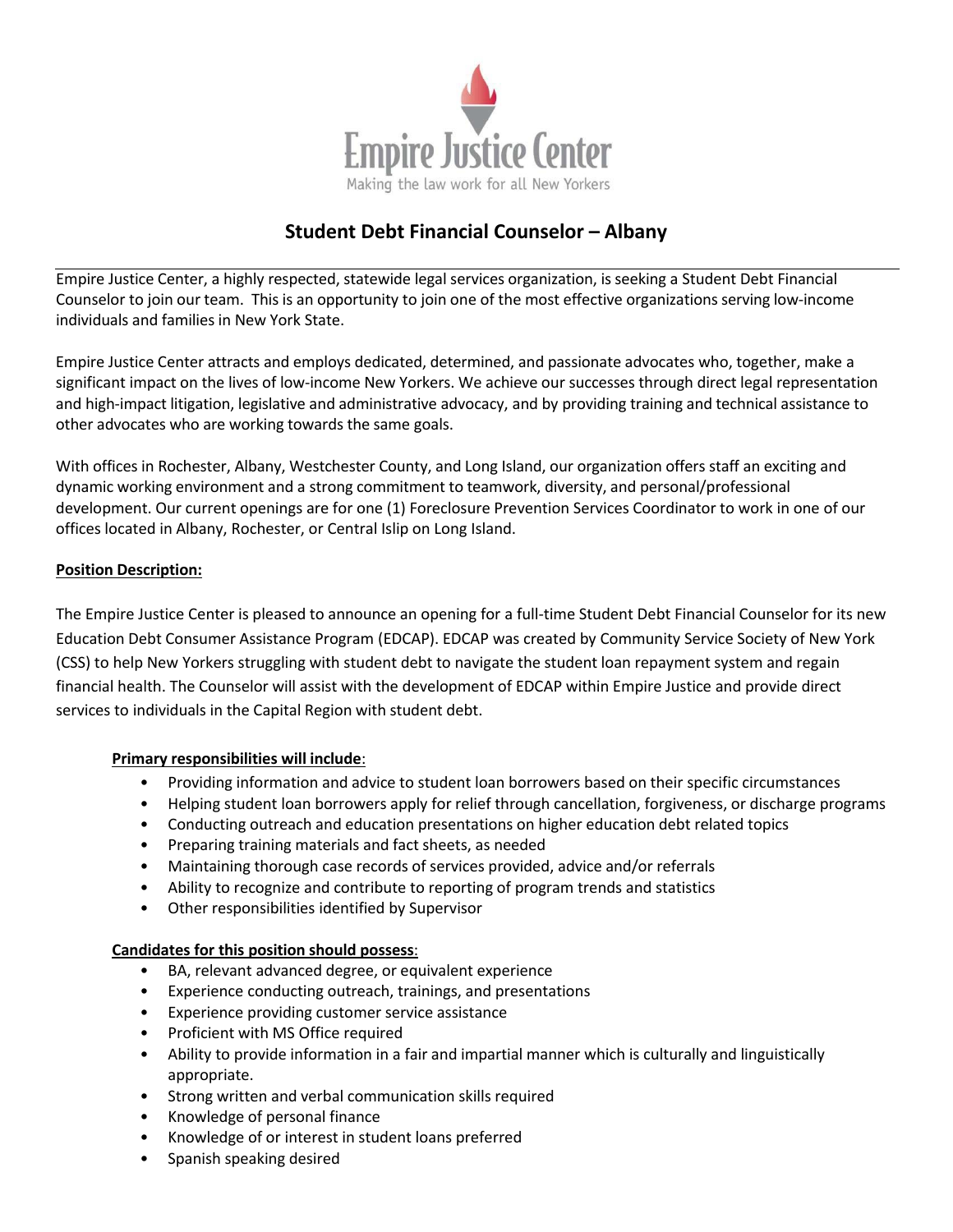Empire Justice Center

Making the law work for all New Yorkers

# Student Debt Financial Counselor – Albany

Empire Justice Center, a highly respected, statewide legal services organization, is seeking a Student Debt Financial Counselor to join our team. This is an opportunity to join one of the most effective organizations serving low-income individuals and families in New York State.

Empire Justice Center attracts and employs dedicated, determined, and passionate advocates who, together, make a significant impact on the lives of low-income New Yorkers. We achieve our successes through direct legal representation and high-impact litigation, legislative and administrative advocacy, and by providing training and technical assistance to other advocates who are working towards the same goals.

With offices in Rochester, Albany, Westchester County, and Long Island, our organization offers staff an exciting and dynamic working environment and a strong commitment to teamwork, diversity, and personal/professional development. Our current openings are for one (1) Foreclosure Prevention Services Coordinator to work in one of our offices located in Albany, Rochester, or Central Islip on Long Island.

**Position Description:**

The Empire Justice Center is pleased to announce an opening for a full-time Student Debt Financial Counselor for its new Education Debt Consumer Assistance Program (EDCAP). EDCAP was created by Community Service Society of New York (CSS) to help New Yorkers struggling with student debt to navigate the student loan repayment system and regain financial health. The Counselor will assist with the development of EDCAP within Empire Justice and provide direct services to individuals in the Capital Region with student debt.

**Primary responsibilities will include**:

- Providing information and advice to student loan borrowers based on their specific circumstances
- Helping student loan borrowers apply for relief through cancellation, forgiveness, or discharge programs
- Conducting outreach and education presentations on higher education debt related topics
- Preparing training materials and fact sheets, as needed
- Maintaining thorough case records of services provided, advice and/or referrals
- Ability to recognize and contribute to reporting of program trends and statistics
- Other responsibilities identified by Supervisor

**Candidates for this position should possess**:

- BA, relevant advanced degree, or equivalent experience
- Experience conducting outreach, trainings, and presentations
- Experience providing customer service assistance
- Proficient with MS Office required
- Ability to provide information in a fair and impartial manner which is culturally and linguistically appropriate.
- Strong written and verbal communication skills required
- Knowledge of personal finance
- Knowledge of or interest in student loans preferred
- Spanish speaking desired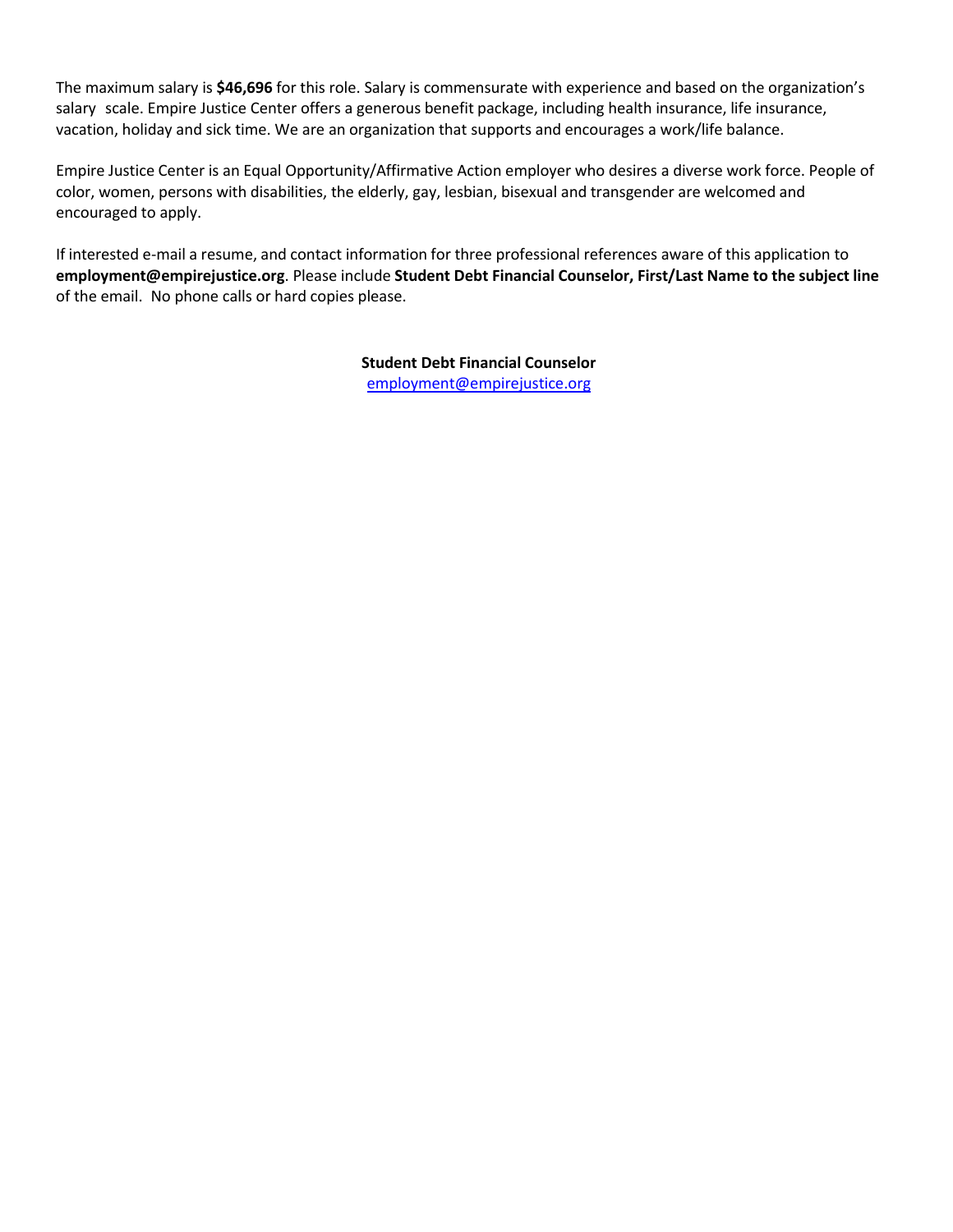The maximum salary is **$46,696** for this role. Salary is commensurate with experience and based on the organization's salary scale. Empire Justice Center offers a generous benefit package, including health insurance, life insurance, vacation, holiday and sick time. We are an organization that supports and encourages a work/life balance.

Empire Justice Center is an Equal Opportunity/Affirmative Action employer who desires a diverse work force. People of color, women, persons with disabilities, the elderly, gay, lesbian, bisexual and transgender are welcomed and encouraged to apply.

If interested e-mail a resume, and contact information for three professional references aware of this application to **employment@empirejustice.org**. Please include **Student Debt Financial Counselor, First/Last Name to the subject line** of the email. No phone calls or hard copies please.

**Student Debt Financial Counselor**
employment@empirejustice.org